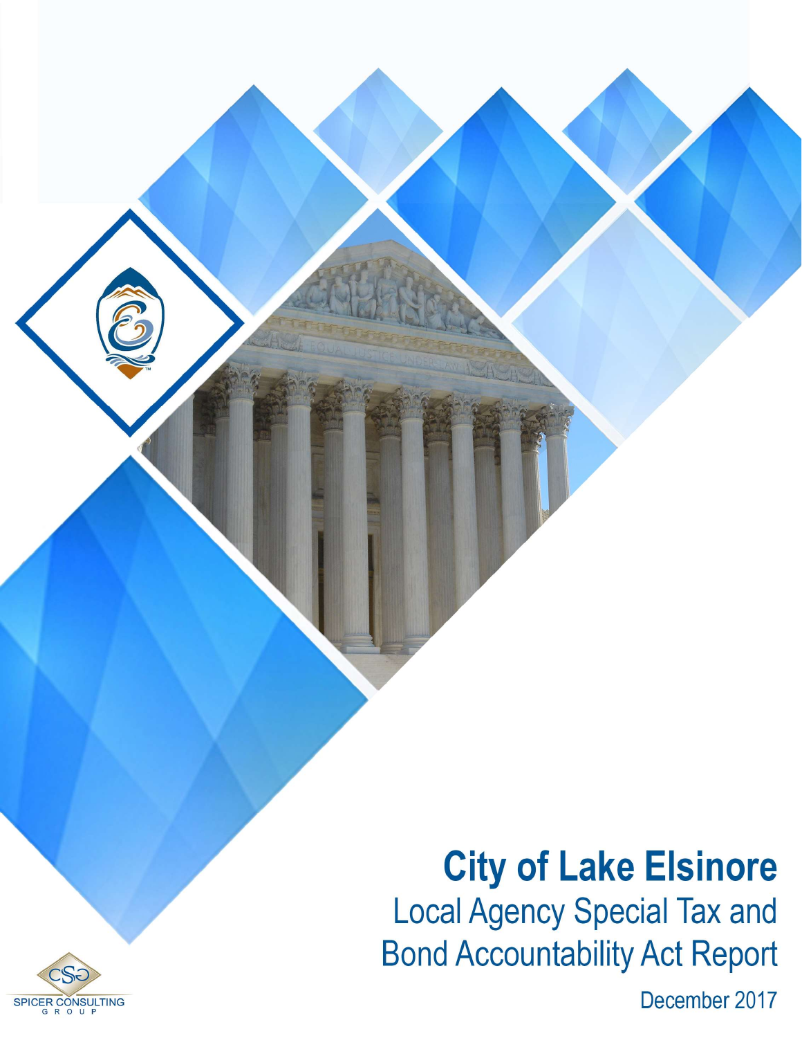# City of Lake Elsinore

## Local Agency Special Tax and Bond Accountability Act Report

December 2017

SPICER CONSULTING GROUP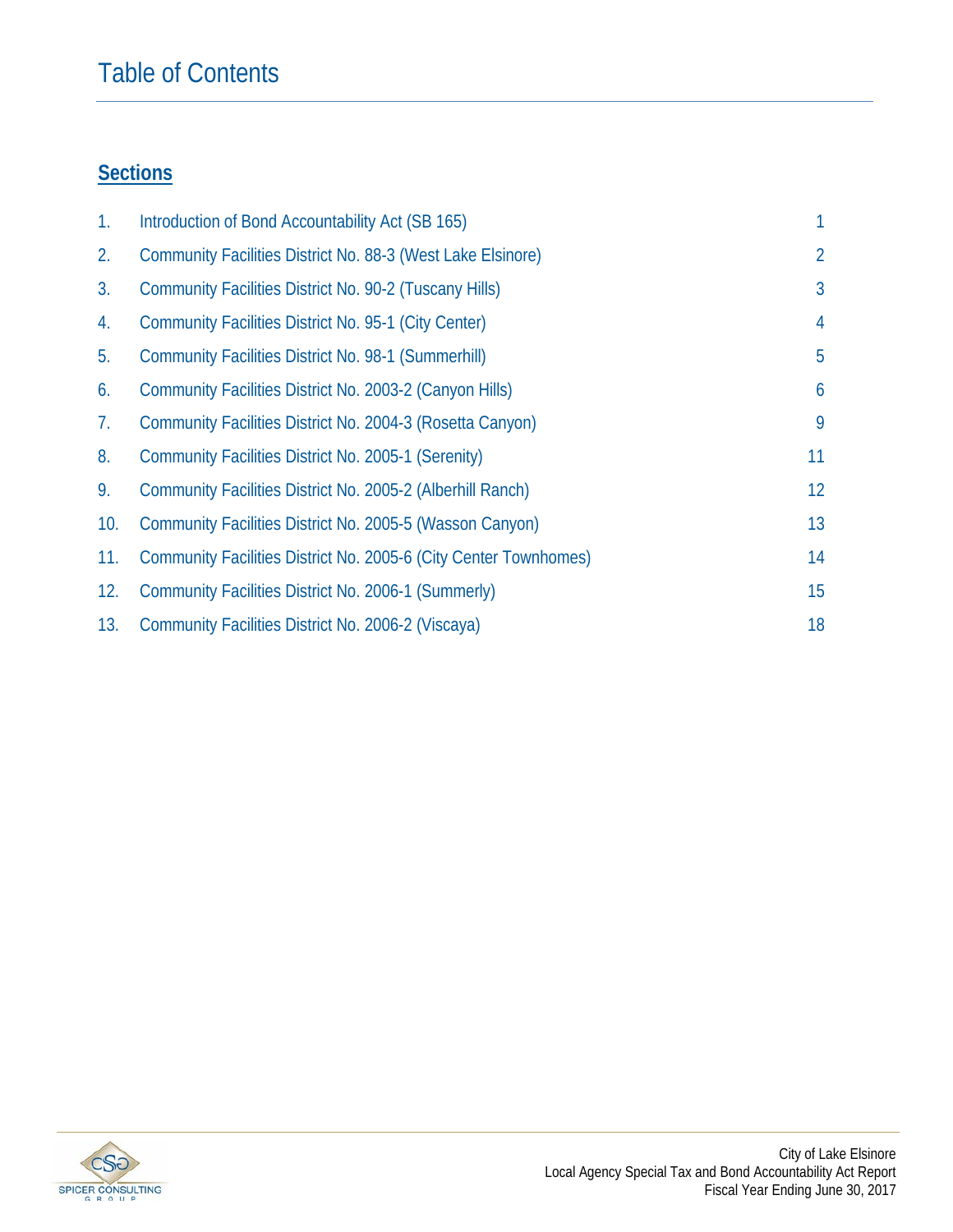# Table of Contents

## Sections

| | | |
|---|---|---|
| 1. | Introduction of Bond Accountability Act (SB 165) | 1 |
| 2. | Community Facilities District No. 88-3 (West Lake Elsinore) | 2 |
| 3. | Community Facilities District No. 90-2 (Tuscany Hills) | 3 |
| 4. | Community Facilities District No. 95-1 (City Center) | 4 |
| 5. | Community Facilities District No. 98-1 (Summerhill) | 5 |
| 6. | Community Facilities District No. 2003-2 (Canyon Hills) | 6 |
| 7. | Community Facilities District No. 2004-3 (Rosetta Canyon) | 9 |
| 8. | Community Facilities District No. 2005-1 (Serenity) | 11 |
| 9. | Community Facilities District No. 2005-2 (Alberhill Ranch) | 12 |
| 10. | Community Facilities District No. 2005-5 (Wasson Canyon) | 13 |
| 11. | Community Facilities District No. 2005-6 (City Center Townhomes) | 14 |
| 12. | Community Facilities District No. 2006-1 (Summerly) | 15 |
| 13. | Community Facilities District No. 2006-2 (Viscaya) | 18 |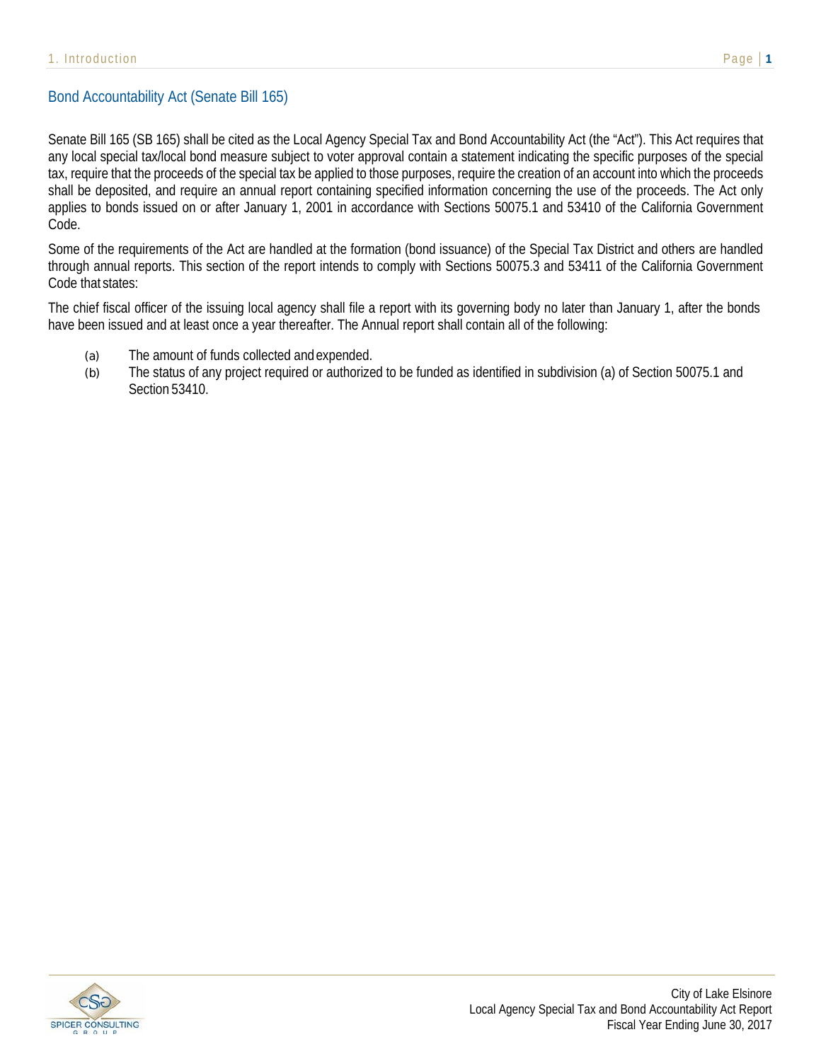## Bond Accountability Act (Senate Bill 165)

Senate Bill 165 (SB 165) shall be cited as the Local Agency Special Tax and Bond Accountability Act (the "Act"). This Act requires that any local special tax/local bond measure subject to voter approval contain a statement indicating the specific purposes of the special tax, require that the proceeds of the special tax be applied to those purposes, require the creation of an account into which the proceeds shall be deposited, and require an annual report containing specified information concerning the use of the proceeds. The Act only applies to bonds issued on or after January 1, 2001 in accordance with Sections 50075.1 and 53410 of the California Government Code.

Some of the requirements of the Act are handled at the formation (bond issuance) of the Special Tax District and others are handled through annual reports. This section of the report intends to comply with Sections 50075.3 and 53411 of the California Government Code that states:

The chief fiscal officer of the issuing local agency shall file a report with its governing body no later than January 1, after the bonds have been issued and at least once a year thereafter. The Annual report shall contain all of the following:

- (a) The amount of funds collected and expended.
- (b) The status of any project required or authorized to be funded as identified in subdivision (a) of Section 50075.1 and Section 53410.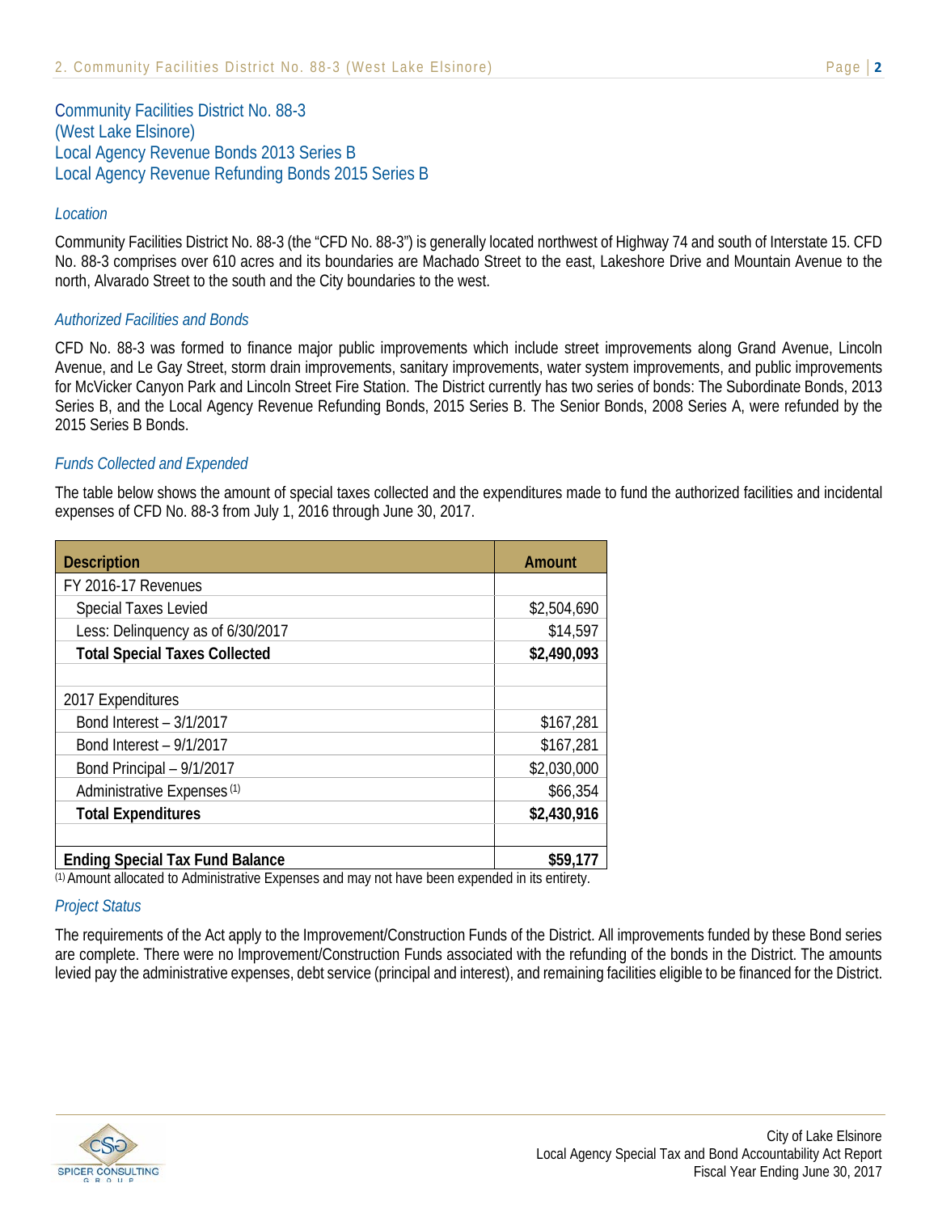## Community Facilities District No. 88-3
## (West Lake Elsinore)
## Local Agency Revenue Bonds 2013 Series B
## Local Agency Revenue Refunding Bonds 2015 Series B

### *Location*

Community Facilities District No. 88-3 (the "CFD No. 88-3") is generally located northwest of Highway 74 and south of Interstate 15. CFD No. 88-3 comprises over 610 acres and its boundaries are Machado Street to the east, Lakeshore Drive and Mountain Avenue to the north, Alvarado Street to the south and the City boundaries to the west.

### *Authorized Facilities and Bonds*

CFD No. 88-3 was formed to finance major public improvements which include street improvements along Grand Avenue, Lincoln Avenue, and Le Gay Street, storm drain improvements, sanitary improvements, water system improvements, and public improvements for McVicker Canyon Park and Lincoln Street Fire Station. The District currently has two series of bonds: The Subordinate Bonds, 2013 Series B, and the Local Agency Revenue Refunding Bonds, 2015 Series B. The Senior Bonds, 2008 Series A, were refunded by the 2015 Series B Bonds.

### *Funds Collected and Expended*

The table below shows the amount of special taxes collected and the expenditures made to fund the authorized facilities and incidental expenses of CFD No. 88-3 from July 1, 2016 through June 30, 2017.

| Description | Amount |
|---|---|
| FY 2016-17 Revenues | |
| Special Taxes Levied | $2,504,690 |
| Less: Delinquency as of 6/30/2017 | $14,597 |
| **Total Special Taxes Collected** | **$2,490,093** |
| | |
| 2017 Expenditures | |
| Bond Interest – 3/1/2017 | $167,281 |
| Bond Interest – 9/1/2017 | $167,281 |
| Bond Principal – 9/1/2017 | $2,030,000 |
| Administrative Expenses [(1)] | $66,354 |
| **Total Expenditures** | **$2,430,916** |
| | |
| **Ending Special Tax Fund Balance** | **$59,177** |

[(1)] Amount allocated to Administrative Expenses and may not have been expended in its entirety.

### *Project Status*

The requirements of the Act apply to the Improvement/Construction Funds of the District. All improvements funded by these Bond series are complete. There were no Improvement/Construction Funds associated with the refunding of the bonds in the District. The amounts levied pay the administrative expenses, debt service (principal and interest), and remaining facilities eligible to be financed for the District.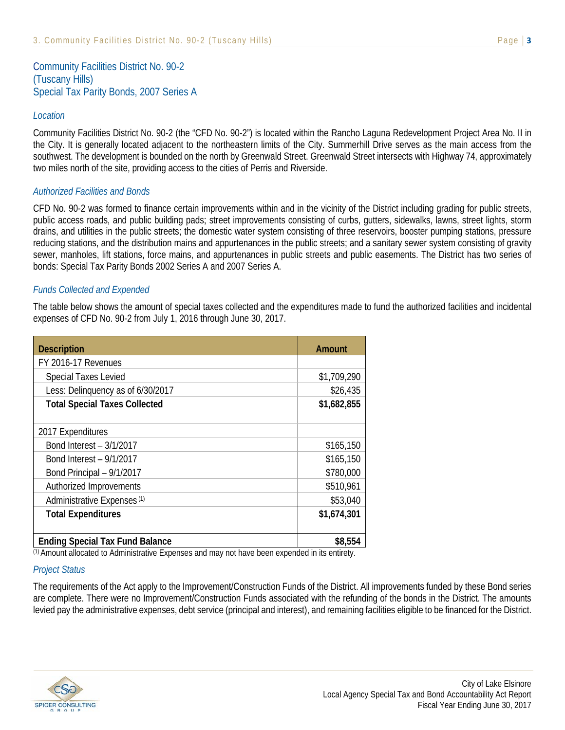## Community Facilities District No. 90-2 (Tuscany Hills) Special Tax Parity Bonds, 2007 Series A

### *Location*

Community Facilities District No. 90-2 (the "CFD No. 90-2") is located within the Rancho Laguna Redevelopment Project Area No. II in the City. It is generally located adjacent to the northeastern limits of the City. Summerhill Drive serves as the main access from the southwest. The development is bounded on the north by Greenwald Street. Greenwald Street intersects with Highway 74, approximately two miles north of the site, providing access to the cities of Perris and Riverside.

### *Authorized Facilities and Bonds*

CFD No. 90-2 was formed to finance certain improvements within and in the vicinity of the District including grading for public streets, public access roads, and public building pads; street improvements consisting of curbs, gutters, sidewalks, lawns, street lights, storm drains, and utilities in the public streets; the domestic water system consisting of three reservoirs, booster pumping stations, pressure reducing stations, and the distribution mains and appurtenances in the public streets; and a sanitary sewer system consisting of gravity sewer, manholes, lift stations, force mains, and appurtenances in public streets and public easements. The District has two series of bonds: Special Tax Parity Bonds 2002 Series A and 2007 Series A.

### *Funds Collected and Expended*

The table below shows the amount of special taxes collected and the expenditures made to fund the authorized facilities and incidental expenses of CFD No. 90-2 from July 1, 2016 through June 30, 2017.

| Description | Amount |
|---|---|
| FY 2016-17 Revenues | |
| Special Taxes Levied | $1,709,290 |
| Less: Delinquency as of 6/30/2017 | $26,435 |
| **Total Special Taxes Collected** | **$1,682,855** |
| | |
| 2017 Expenditures | |
| Bond Interest – 3/1/2017 | $165,150 |
| Bond Interest – 9/1/2017 | $165,150 |
| Bond Principal – 9/1/2017 | $780,000 |
| Authorized Improvements | $510,961 |
| Administrative Expenses [1] | $53,040 |
| **Total Expenditures** | **$1,674,301** |
| | |
| **Ending Special Tax Fund Balance** | **$8,554** |

[1] Amount allocated to Administrative Expenses and may not have been expended in its entirety.

### *Project Status*

The requirements of the Act apply to the Improvement/Construction Funds of the District. All improvements funded by these Bond series are complete. There were no Improvement/Construction Funds associated with the refunding of the bonds in the District. The amounts levied pay the administrative expenses, debt service (principal and interest), and remaining facilities eligible to be financed for the District.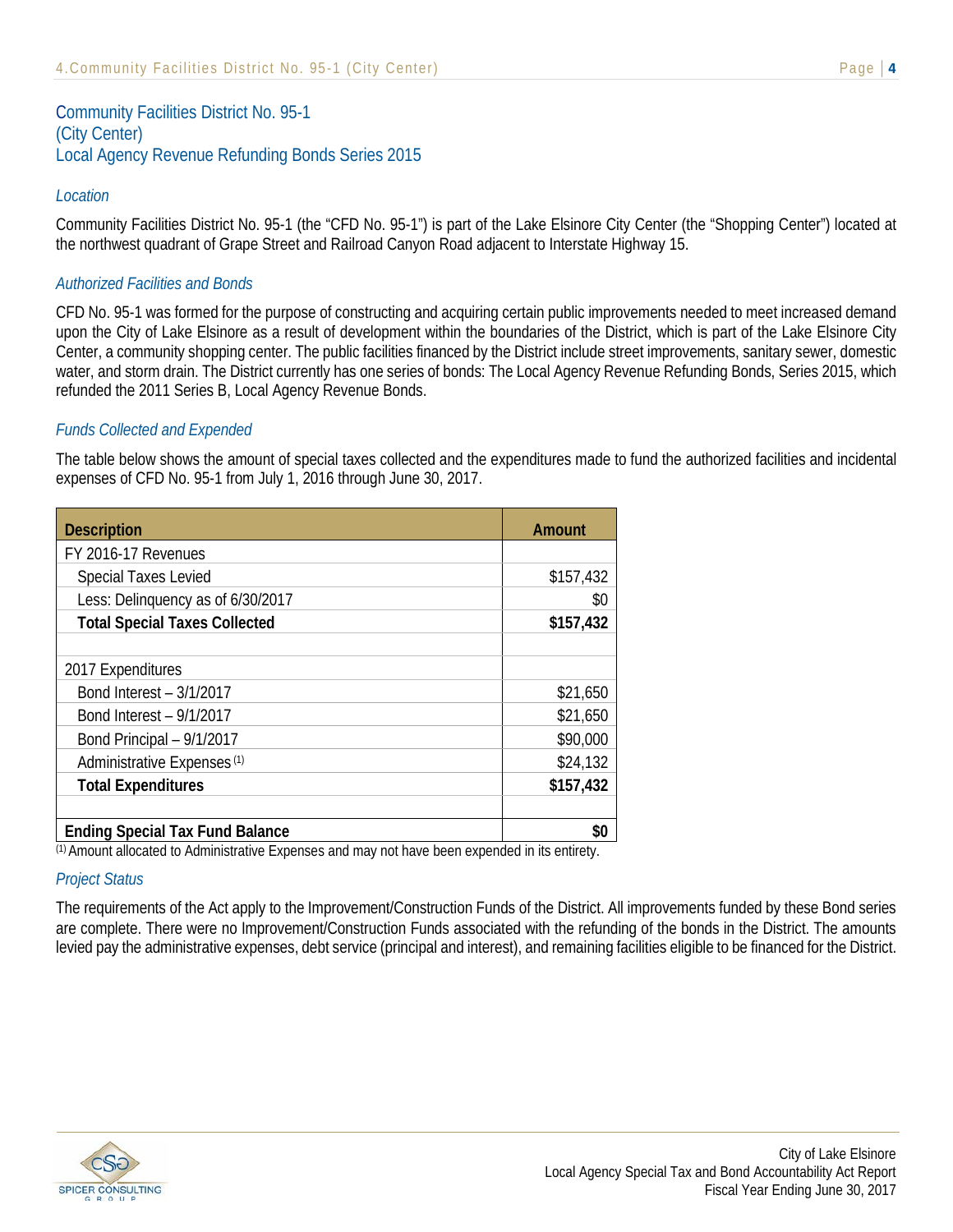## Community Facilities District No. 95-1 (City Center) Local Agency Revenue Refunding Bonds Series 2015

### *Location*

Community Facilities District No. 95-1 (the "CFD No. 95-1") is part of the Lake Elsinore City Center (the "Shopping Center") located at the northwest quadrant of Grape Street and Railroad Canyon Road adjacent to Interstate Highway 15.

### *Authorized Facilities and Bonds*

CFD No. 95-1 was formed for the purpose of constructing and acquiring certain public improvements needed to meet increased demand upon the City of Lake Elsinore as a result of development within the boundaries of the District, which is part of the Lake Elsinore City Center, a community shopping center. The public facilities financed by the District include street improvements, sanitary sewer, domestic water, and storm drain. The District currently has one series of bonds: The Local Agency Revenue Refunding Bonds, Series 2015, which refunded the 2011 Series B, Local Agency Revenue Bonds.

### *Funds Collected and Expended*

The table below shows the amount of special taxes collected and the expenditures made to fund the authorized facilities and incidental expenses of CFD No. 95-1 from July 1, 2016 through June 30, 2017.

| Description | Amount |
|---|---|
| FY 2016-17 Revenues | |
| Special Taxes Levied | $157,432 |
| Less: Delinquency as of 6/30/2017 | $0 |
| **Total Special Taxes Collected** | **$157,432** |
| | |
| 2017 Expenditures | |
| Bond Interest – 3/1/2017 | $21,650 |
| Bond Interest – 9/1/2017 | $21,650 |
| Bond Principal – 9/1/2017 | $90,000 |
| Administrative Expenses [(1)] | $24,132 |
| **Total Expenditures** | **$157,432** |
| | |
| **Ending Special Tax Fund Balance** | **$0** |

[(1)] Amount allocated to Administrative Expenses and may not have been expended in its entirety.

### *Project Status*

The requirements of the Act apply to the Improvement/Construction Funds of the District. All improvements funded by these Bond series are complete. There were no Improvement/Construction Funds associated with the refunding of the bonds in the District. The amounts levied pay the administrative expenses, debt service (principal and interest), and remaining facilities eligible to be financed for the District.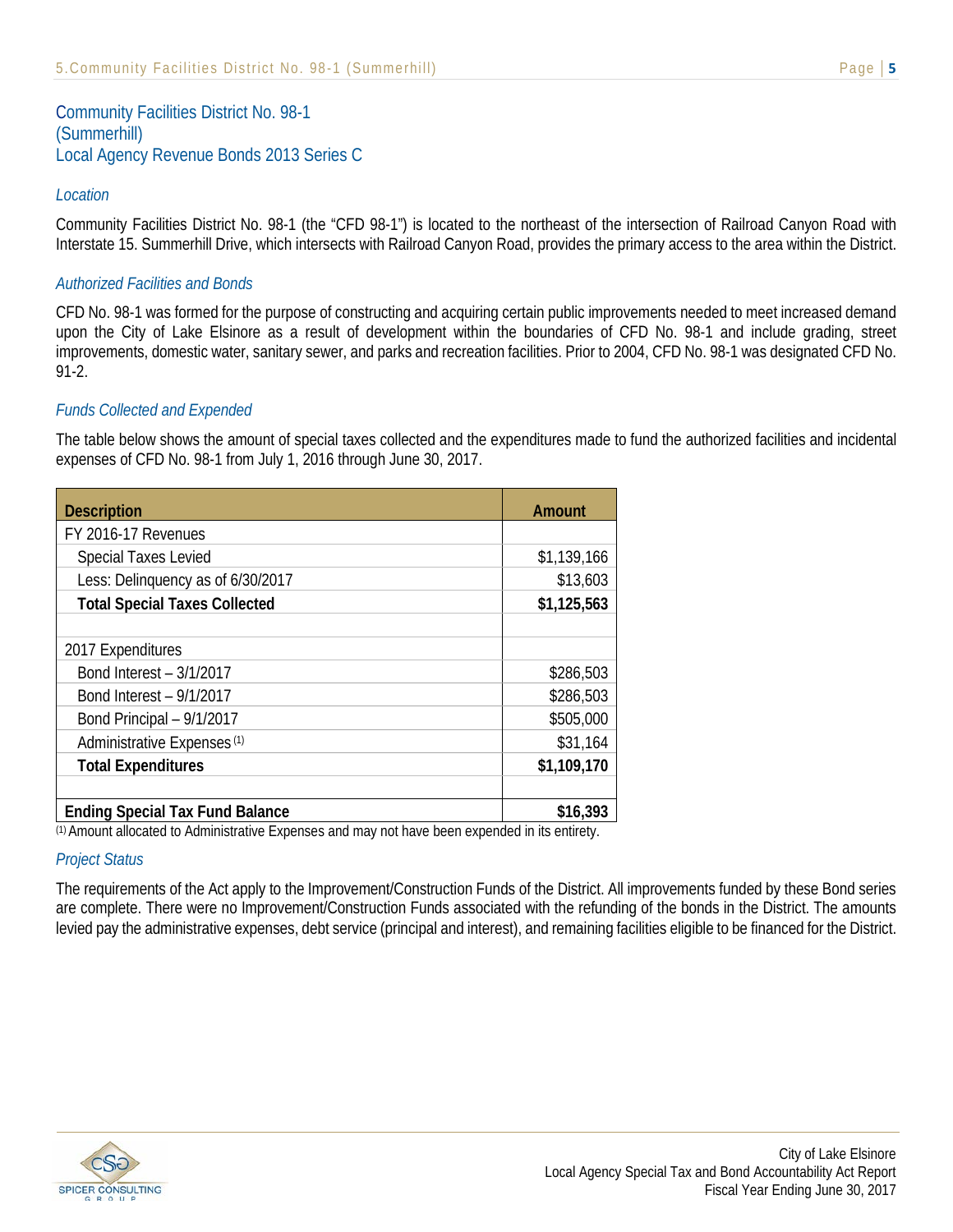## Community Facilities District No. 98-1 (Summerhill) Local Agency Revenue Bonds 2013 Series C

*Location*

Community Facilities District No. 98-1 (the "CFD 98-1") is located to the northeast of the intersection of Railroad Canyon Road with Interstate 15. Summerhill Drive, which intersects with Railroad Canyon Road, provides the primary access to the area within the District.

*Authorized Facilities and Bonds*

CFD No. 98-1 was formed for the purpose of constructing and acquiring certain public improvements needed to meet increased demand upon the City of Lake Elsinore as a result of development within the boundaries of CFD No. 98-1 and include grading, street improvements, domestic water, sanitary sewer, and parks and recreation facilities. Prior to 2004, CFD No. 98-1 was designated CFD No. 91-2.

*Funds Collected and Expended*

The table below shows the amount of special taxes collected and the expenditures made to fund the authorized facilities and incidental expenses of CFD No. 98-1 from July 1, 2016 through June 30, 2017.

| Description | Amount |
|---|---|
| FY 2016-17 Revenues | |
| Special Taxes Levied | $1,139,166 |
| Less: Delinquency as of 6/30/2017 | $13,603 |
| **Total Special Taxes Collected** | **$1,125,563** |
| | |
| 2017 Expenditures | |
| Bond Interest – 3/1/2017 | $286,503 |
| Bond Interest – 9/1/2017 | $286,503 |
| Bond Principal – 9/1/2017 | $505,000 |
| Administrative Expenses [(1)] | $31,164 |
| **Total Expenditures** | **$1,109,170** |
| | |
| **Ending Special Tax Fund Balance** | **$16,393** |

[(1)] Amount allocated to Administrative Expenses and may not have been expended in its entirety.

*Project Status*

The requirements of the Act apply to the Improvement/Construction Funds of the District. All improvements funded by these Bond series are complete. There were no Improvement/Construction Funds associated with the refunding of the bonds in the District. The amounts levied pay the administrative expenses, debt service (principal and interest), and remaining facilities eligible to be financed for the District.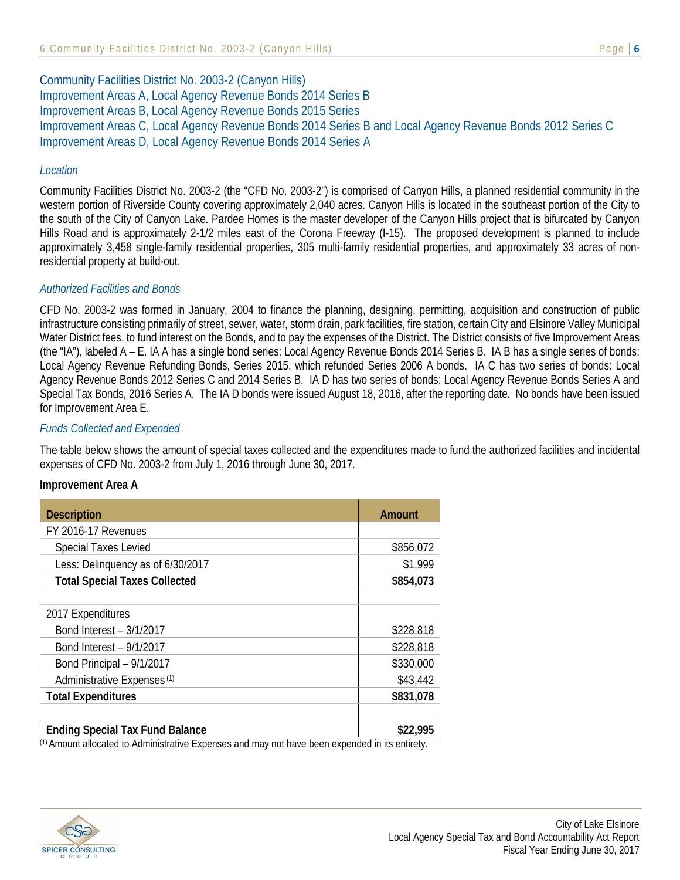## Community Facilities District No. 2003-2 (Canyon Hills)
## Improvement Areas A, Local Agency Revenue Bonds 2014 Series B
## Improvement Areas B, Local Agency Revenue Bonds 2015 Series
## Improvement Areas C, Local Agency Revenue Bonds 2014 Series B and Local Agency Revenue Bonds 2012 Series C
## Improvement Areas D, Local Agency Revenue Bonds 2014 Series A

### *Location*

Community Facilities District No. 2003-2 (the "CFD No. 2003-2") is comprised of Canyon Hills, a planned residential community in the western portion of Riverside County covering approximately 2,040 acres. Canyon Hills is located in the southeast portion of the City to the south of the City of Canyon Lake. Pardee Homes is the master developer of the Canyon Hills project that is bifurcated by Canyon Hills Road and is approximately 2-1/2 miles east of the Corona Freeway (I-15). The proposed development is planned to include approximately 3,458 single-family residential properties, 305 multi-family residential properties, and approximately 33 acres of non-residential property at build-out.

### *Authorized Facilities and Bonds*

CFD No. 2003-2 was formed in January, 2004 to finance the planning, designing, permitting, acquisition and construction of public infrastructure consisting primarily of street, sewer, water, storm drain, park facilities, fire station, certain City and Elsinore Valley Municipal Water District fees, to fund interest on the Bonds, and to pay the expenses of the District. The District consists of five Improvement Areas (the "IA"), labeled A – E. IA A has a single bond series: Local Agency Revenue Bonds 2014 Series B. IA B has a single series of bonds: Local Agency Revenue Refunding Bonds, Series 2015, which refunded Series 2006 A bonds. IA C has two series of bonds: Local Agency Revenue Bonds 2012 Series C and 2014 Series B. IA D has two series of bonds: Local Agency Revenue Bonds Series A and Special Tax Bonds, 2016 Series A. The IA D bonds were issued August 18, 2016, after the reporting date. No bonds have been issued for Improvement Area E.

### *Funds Collected and Expended*

The table below shows the amount of special taxes collected and the expenditures made to fund the authorized facilities and incidental expenses of CFD No. 2003-2 from July 1, 2016 through June 30, 2017.

**Improvement Area A**

| Description | Amount |
|---|---|
| FY 2016-17 Revenues | |
| Special Taxes Levied | $856,072 |
| Less: Delinquency as of 6/30/2017 | $1,999 |
| **Total Special Taxes Collected** | **$854,073** |
| | |
| 2017 Expenditures | |
| Bond Interest – 3/1/2017 | $228,818 |
| Bond Interest – 9/1/2017 | $228,818 |
| Bond Principal – 9/1/2017 | $330,000 |
| Administrative Expenses [(1)] | $43,442 |
| **Total Expenditures** | **$831,078** |
| | |
| **Ending Special Tax Fund Balance** | **$22,995** |

[(1)] Amount allocated to Administrative Expenses and may not have been expended in its entirety.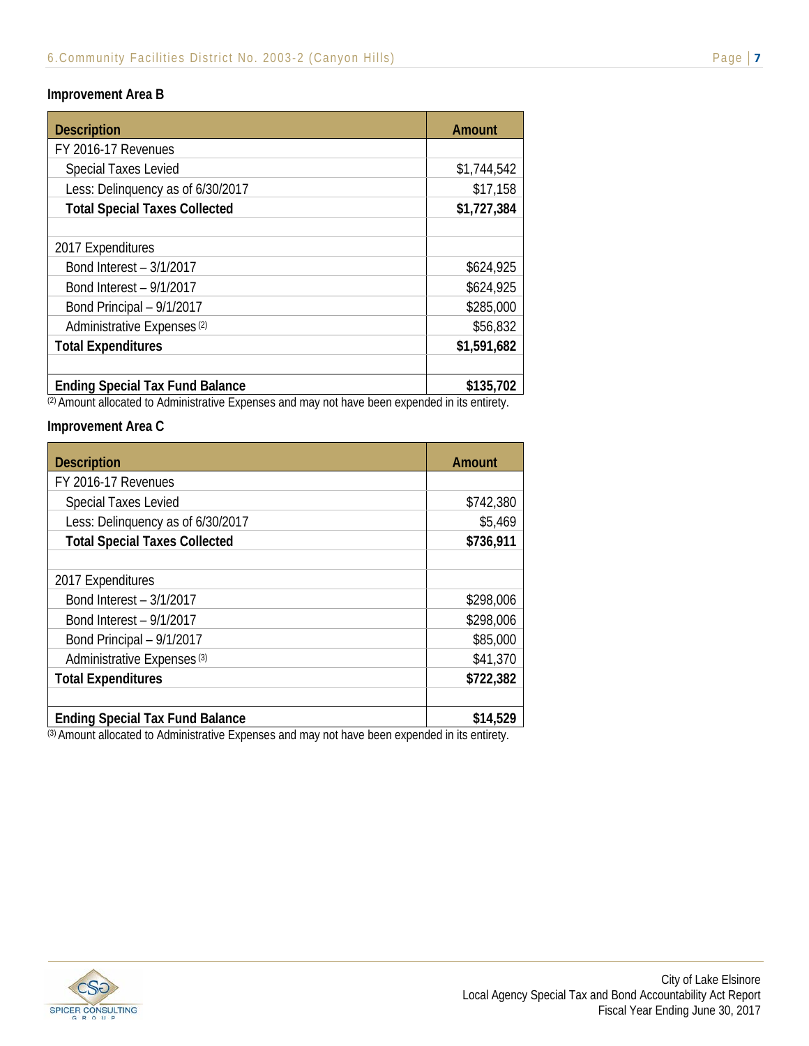**Improvement Area B**

| Description | Amount |
|---|---|
| FY 2016-17 Revenues | |
| Special Taxes Levied | $1,744,542 |
| Less: Delinquency as of 6/30/2017 | $17,158 |
| **Total Special Taxes Collected** | **$1,727,384** |
| | |
| 2017 Expenditures | |
| Bond Interest – 3/1/2017 | $624,925 |
| Bond Interest – 9/1/2017 | $624,925 |
| Bond Principal – 9/1/2017 | $285,000 |
| Administrative Expenses [2] | $56,832 |
| **Total Expenditures** | **$1,591,682** |
| | |
| **Ending Special Tax Fund Balance** | **$135,702** |

[2] Amount allocated to Administrative Expenses and may not have been expended in its entirety.

**Improvement Area C**

| Description | Amount |
|---|---|
| FY 2016-17 Revenues | |
| Special Taxes Levied | $742,380 |
| Less: Delinquency as of 6/30/2017 | $5,469 |
| **Total Special Taxes Collected** | **$736,911** |
| | |
| 2017 Expenditures | |
| Bond Interest – 3/1/2017 | $298,006 |
| Bond Interest – 9/1/2017 | $298,006 |
| Bond Principal – 9/1/2017 | $85,000 |
| Administrative Expenses [3] | $41,370 |
| **Total Expenditures** | **$722,382** |
| | |
| **Ending Special Tax Fund Balance** | **$14,529** |

[3] Amount allocated to Administrative Expenses and may not have been expended in its entirety.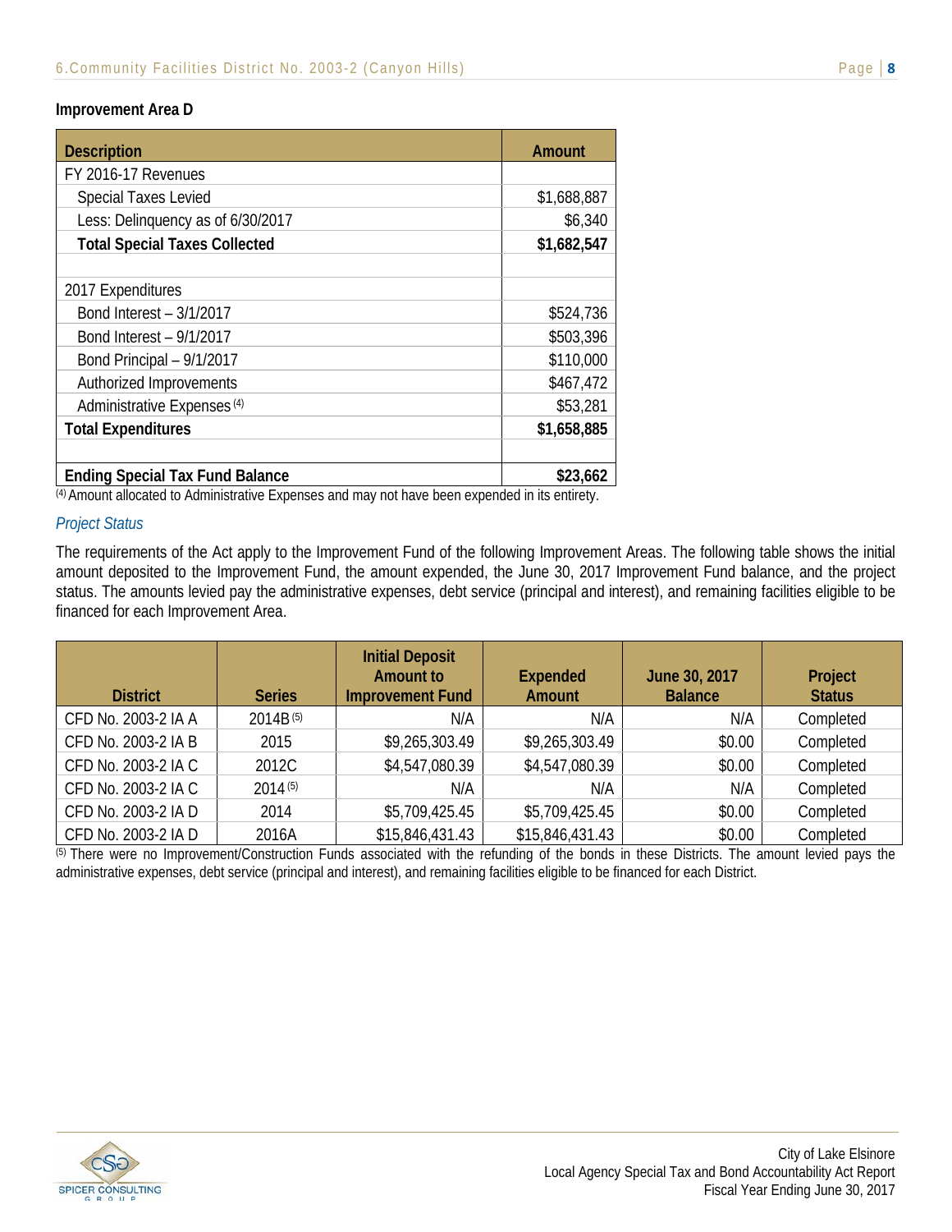### Improvement Area D

| Description | Amount |
|---|---|
| FY 2016-17 Revenues | |
| Special Taxes Levied | $1,688,887 |
| Less: Delinquency as of 6/30/2017 | $6,340 |
| **Total Special Taxes Collected** | **$1,682,547** |
| | |
| 2017 Expenditures | |
| Bond Interest – 3/1/2017 | $524,736 |
| Bond Interest – 9/1/2017 | $503,396 |
| Bond Principal – 9/1/2017 | $110,000 |
| Authorized Improvements | $467,472 |
| Administrative Expenses [4] | $53,281 |
| **Total Expenditures** | **$1,658,885** |
| | |
| **Ending Special Tax Fund Balance** | **$23,662** |

[4] Amount allocated to Administrative Expenses and may not have been expended in its entirety.

*Project Status*

The requirements of the Act apply to the Improvement Fund of the following Improvement Areas. The following table shows the initial amount deposited to the Improvement Fund, the amount expended, the June 30, 2017 Improvement Fund balance, and the project status. The amounts levied pay the administrative expenses, debt service (principal and interest), and remaining facilities eligible to be financed for each Improvement Area.

| District | Series | Initial Deposit Amount to Improvement Fund | Expended Amount | June 30, 2017 Balance | Project Status |
|---|---|---|---|---|---|
| CFD No. 2003-2 IA A | 2014B [5] | N/A | N/A | N/A | Completed |
| CFD No. 2003-2 IA B | 2015 | $9,265,303.49 | $9,265,303.49 | $0.00 | Completed |
| CFD No. 2003-2 IA C | 2012C | $4,547,080.39 | $4,547,080.39 | $0.00 | Completed |
| CFD No. 2003-2 IA C | 2014 [5] | N/A | N/A | N/A | Completed |
| CFD No. 2003-2 IA D | 2014 | $5,709,425.45 | $5,709,425.45 | $0.00 | Completed |
| CFD No. 2003-2 IA D | 2016A | $15,846,431.43 | $15,846,431.43 | $0.00 | Completed |

[5] There were no Improvement/Construction Funds associated with the refunding of the bonds in these Districts. The amount levied pays the administrative expenses, debt service (principal and interest), and remaining facilities eligible to be financed for each District.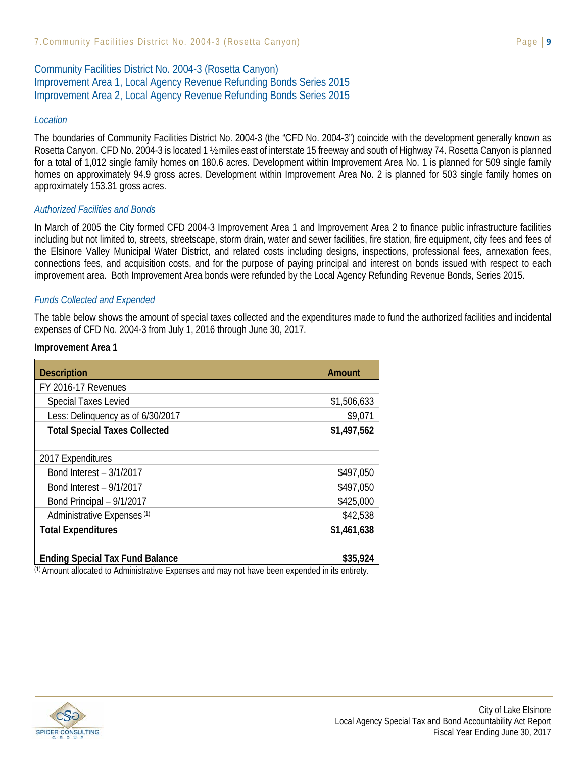## Community Facilities District No. 2004-3 (Rosetta Canyon)
## Improvement Area 1, Local Agency Revenue Refunding Bonds Series 2015
## Improvement Area 2, Local Agency Revenue Refunding Bonds Series 2015

### *Location*

The boundaries of Community Facilities District No. 2004-3 (the "CFD No. 2004-3") coincide with the development generally known as Rosetta Canyon. CFD No. 2004-3 is located 1 ½ miles east of interstate 15 freeway and south of Highway 74. Rosetta Canyon is planned for a total of 1,012 single family homes on 180.6 acres. Development within Improvement Area No. 1 is planned for 509 single family homes on approximately 94.9 gross acres. Development within Improvement Area No. 2 is planned for 503 single family homes on approximately 153.31 gross acres.

### *Authorized Facilities and Bonds*

In March of 2005 the City formed CFD 2004-3 Improvement Area 1 and Improvement Area 2 to finance public infrastructure facilities including but not limited to, streets, streetscape, storm drain, water and sewer facilities, fire station, fire equipment, city fees and fees of the Elsinore Valley Municipal Water District, and related costs including designs, inspections, professional fees, annexation fees, connections fees, and acquisition costs, and for the purpose of paying principal and interest on bonds issued with respect to each improvement area. Both Improvement Area bonds were refunded by the Local Agency Refunding Revenue Bonds, Series 2015.

### *Funds Collected and Expended*

The table below shows the amount of special taxes collected and the expenditures made to fund the authorized facilities and incidental expenses of CFD No. 2004-3 from July 1, 2016 through June 30, 2017.

**Improvement Area 1**

| Description | Amount |
|---|---|
| FY 2016-17 Revenues | |
| Special Taxes Levied | $1,506,633 |
| Less: Delinquency as of 6/30/2017 | $9,071 |
| **Total Special Taxes Collected** | **$1,497,562** |
| | |
| 2017 Expenditures | |
| Bond Interest – 3/1/2017 | $497,050 |
| Bond Interest – 9/1/2017 | $497,050 |
| Bond Principal – 9/1/2017 | $425,000 |
| Administrative Expenses [1] | $42,538 |
| **Total Expenditures** | **$1,461,638** |
| | |
| **Ending Special Tax Fund Balance** | **$35,924** |

[1] Amount allocated to Administrative Expenses and may not have been expended in its entirety.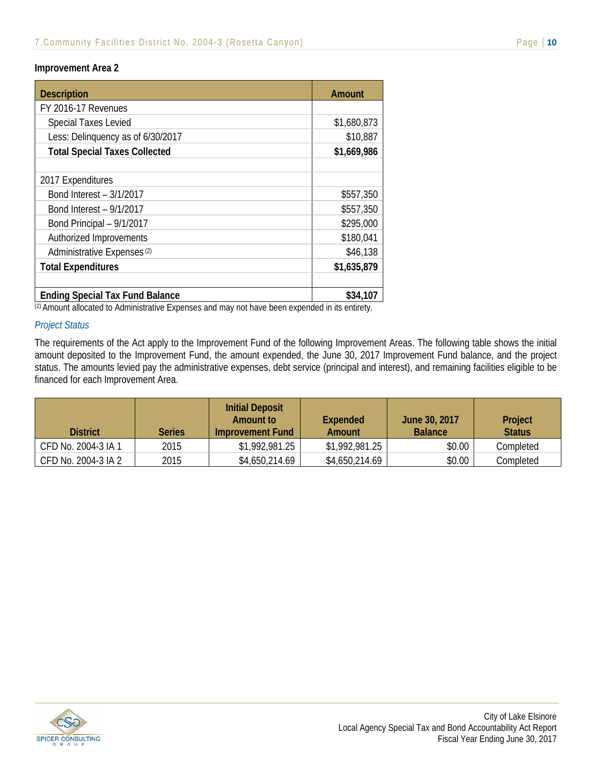### Improvement Area 2

| Description | Amount |
|---|---|
| FY 2016-17 Revenues | |
| Special Taxes Levied | $1,680,873 |
| Less: Delinquency as of 6/30/2017 | $10,887 |
| **Total Special Taxes Collected** | **$1,669,986** |
| | |
| 2017 Expenditures | |
| Bond Interest – 3/1/2017 | $557,350 |
| Bond Interest – 9/1/2017 | $557,350 |
| Bond Principal – 9/1/2017 | $295,000 |
| Authorized Improvements | $180,041 |
| Administrative Expenses [2] | $46,138 |
| **Total Expenditures** | **$1,635,879** |
| | |
| **Ending Special Tax Fund Balance** | **$34,107** |

[2] Amount allocated to Administrative Expenses and may not have been expended in its entirety.

*Project Status*

The requirements of the Act apply to the Improvement Fund of the following Improvement Areas. The following table shows the initial amount deposited to the Improvement Fund, the amount expended, the June 30, 2017 Improvement Fund balance, and the project status. The amounts levied pay the administrative expenses, debt service (principal and interest), and remaining facilities eligible to be financed for each Improvement Area.

| District | Series | Initial Deposit Amount to Improvement Fund | Expended Amount | June 30, 2017 Balance | Project Status |
|---|---|---|---|---|---|
| CFD No. 2004-3 IA 1 | 2015 | $1,992,981.25 | $1,992,981.25 | $0.00 | Completed |
| CFD No. 2004-3 IA 2 | 2015 | $4,650,214.69 | $4,650,214.69 | $0.00 | Completed |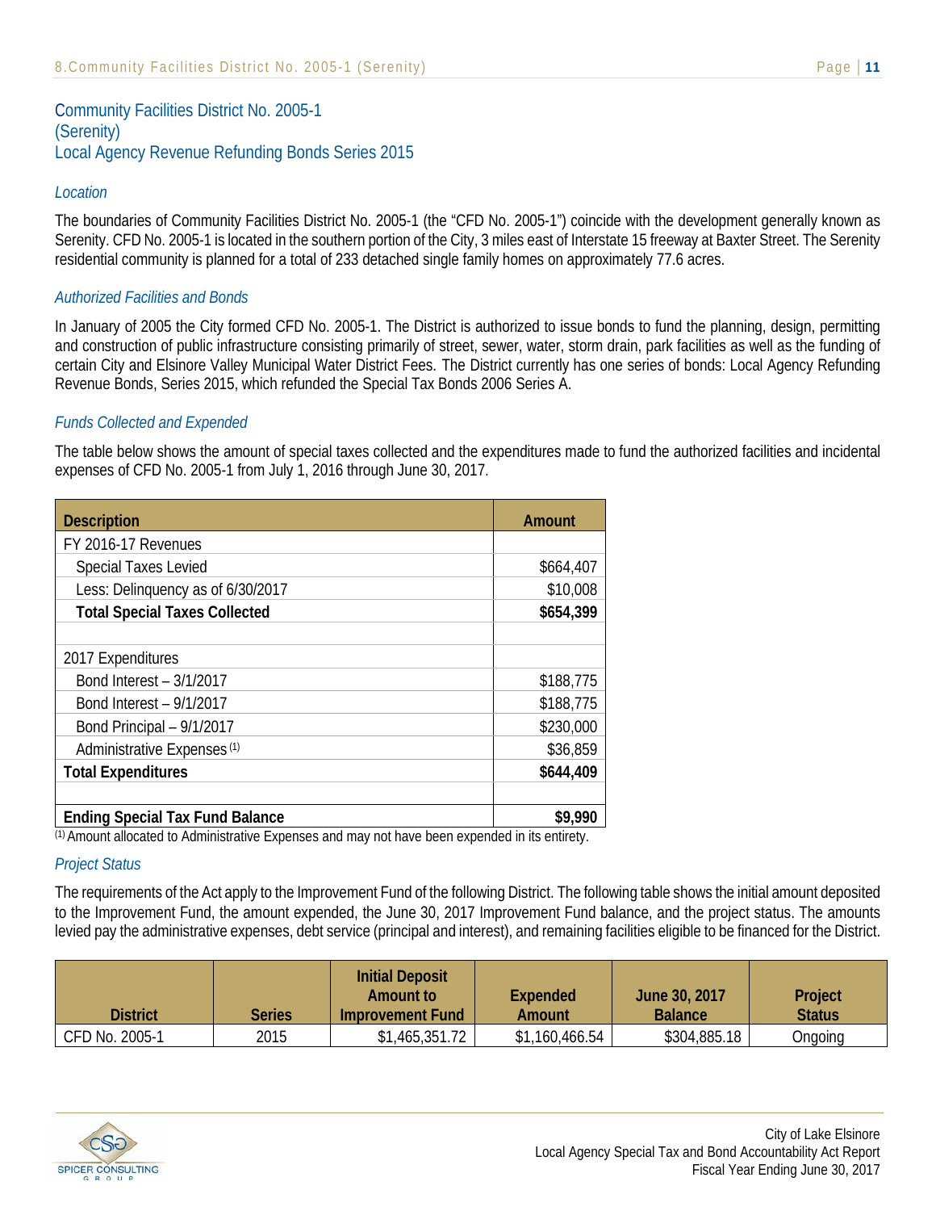## Community Facilities District No. 2005-1 (Serenity) Local Agency Revenue Refunding Bonds Series 2015

### *Location*

The boundaries of Community Facilities District No. 2005-1 (the "CFD No. 2005-1") coincide with the development generally known as Serenity. CFD No. 2005-1 is located in the southern portion of the City, 3 miles east of Interstate 15 freeway at Baxter Street. The Serenity residential community is planned for a total of 233 detached single family homes on approximately 77.6 acres.

### *Authorized Facilities and Bonds*

In January of 2005 the City formed CFD No. 2005-1. The District is authorized to issue bonds to fund the planning, design, permitting and construction of public infrastructure consisting primarily of street, sewer, water, storm drain, park facilities as well as the funding of certain City and Elsinore Valley Municipal Water District Fees. The District currently has one series of bonds: Local Agency Refunding Revenue Bonds, Series 2015, which refunded the Special Tax Bonds 2006 Series A.

### *Funds Collected and Expended*

The table below shows the amount of special taxes collected and the expenditures made to fund the authorized facilities and incidental expenses of CFD No. 2005-1 from July 1, 2016 through June 30, 2017.

| Description | Amount |
|---|---|
| FY 2016-17 Revenues | |
| Special Taxes Levied | $664,407 |
| Less: Delinquency as of 6/30/2017 | $10,008 |
| **Total Special Taxes Collected** | **$654,399** |
| | |
| 2017 Expenditures | |
| Bond Interest – 3/1/2017 | $188,775 |
| Bond Interest – 9/1/2017 | $188,775 |
| Bond Principal – 9/1/2017 | $230,000 |
| Administrative Expenses [(1)] | $36,859 |
| **Total Expenditures** | **$644,409** |
| | |
| **Ending Special Tax Fund Balance** | **$9,990** |

[(1)] Amount allocated to Administrative Expenses and may not have been expended in its entirety.

### *Project Status*

The requirements of the Act apply to the Improvement Fund of the following District. The following table shows the initial amount deposited to the Improvement Fund, the amount expended, the June 30, 2017 Improvement Fund balance, and the project status. The amounts levied pay the administrative expenses, debt service (principal and interest), and remaining facilities eligible to be financed for the District.

| District | Series | Initial Deposit Amount to Improvement Fund | Expended Amount | June 30, 2017 Balance | Project Status |
|---|---|---|---|---|---|
| CFD No. 2005-1 | 2015 | $1,465,351.72 | $1,160,466.54 | $304,885.18 | Ongoing |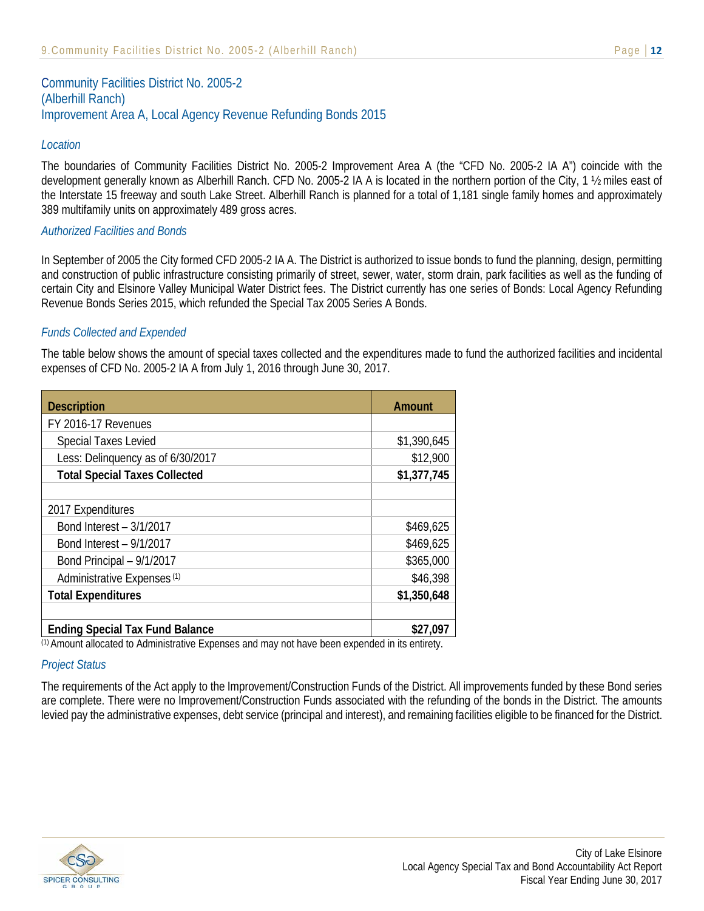## Community Facilities District No. 2005-2 (Alberhill Ranch) Improvement Area A, Local Agency Revenue Refunding Bonds 2015

### *Location*

The boundaries of Community Facilities District No. 2005-2 Improvement Area A (the "CFD No. 2005-2 IA A") coincide with the development generally known as Alberhill Ranch. CFD No. 2005-2 IA A is located in the northern portion of the City, 1 ½ miles east of the Interstate 15 freeway and south Lake Street. Alberhill Ranch is planned for a total of 1,181 single family homes and approximately 389 multifamily units on approximately 489 gross acres.

### *Authorized Facilities and Bonds*

In September of 2005 the City formed CFD 2005-2 IA A. The District is authorized to issue bonds to fund the planning, design, permitting and construction of public infrastructure consisting primarily of street, sewer, water, storm drain, park facilities as well as the funding of certain City and Elsinore Valley Municipal Water District fees. The District currently has one series of Bonds: Local Agency Refunding Revenue Bonds Series 2015, which refunded the Special Tax 2005 Series A Bonds.

### *Funds Collected and Expended*

The table below shows the amount of special taxes collected and the expenditures made to fund the authorized facilities and incidental expenses of CFD No. 2005-2 IA A from July 1, 2016 through June 30, 2017.

| Description | Amount |
|---|---|
| FY 2016-17 Revenues | |
| Special Taxes Levied | $1,390,645 |
| Less: Delinquency as of 6/30/2017 | $12,900 |
| **Total Special Taxes Collected** | **$1,377,745** |
| | |
| 2017 Expenditures | |
| Bond Interest – 3/1/2017 | $469,625 |
| Bond Interest – 9/1/2017 | $469,625 |
| Bond Principal – 9/1/2017 | $365,000 |
| Administrative Expenses (1) | $46,398 |
| **Total Expenditures** | **$1,350,648** |
| | |
| **Ending Special Tax Fund Balance** | **$27,097** |

(1) Amount allocated to Administrative Expenses and may not have been expended in its entirety.

### *Project Status*

The requirements of the Act apply to the Improvement/Construction Funds of the District. All improvements funded by these Bond series are complete. There were no Improvement/Construction Funds associated with the refunding of the bonds in the District. The amounts levied pay the administrative expenses, debt service (principal and interest), and remaining facilities eligible to be financed for the District.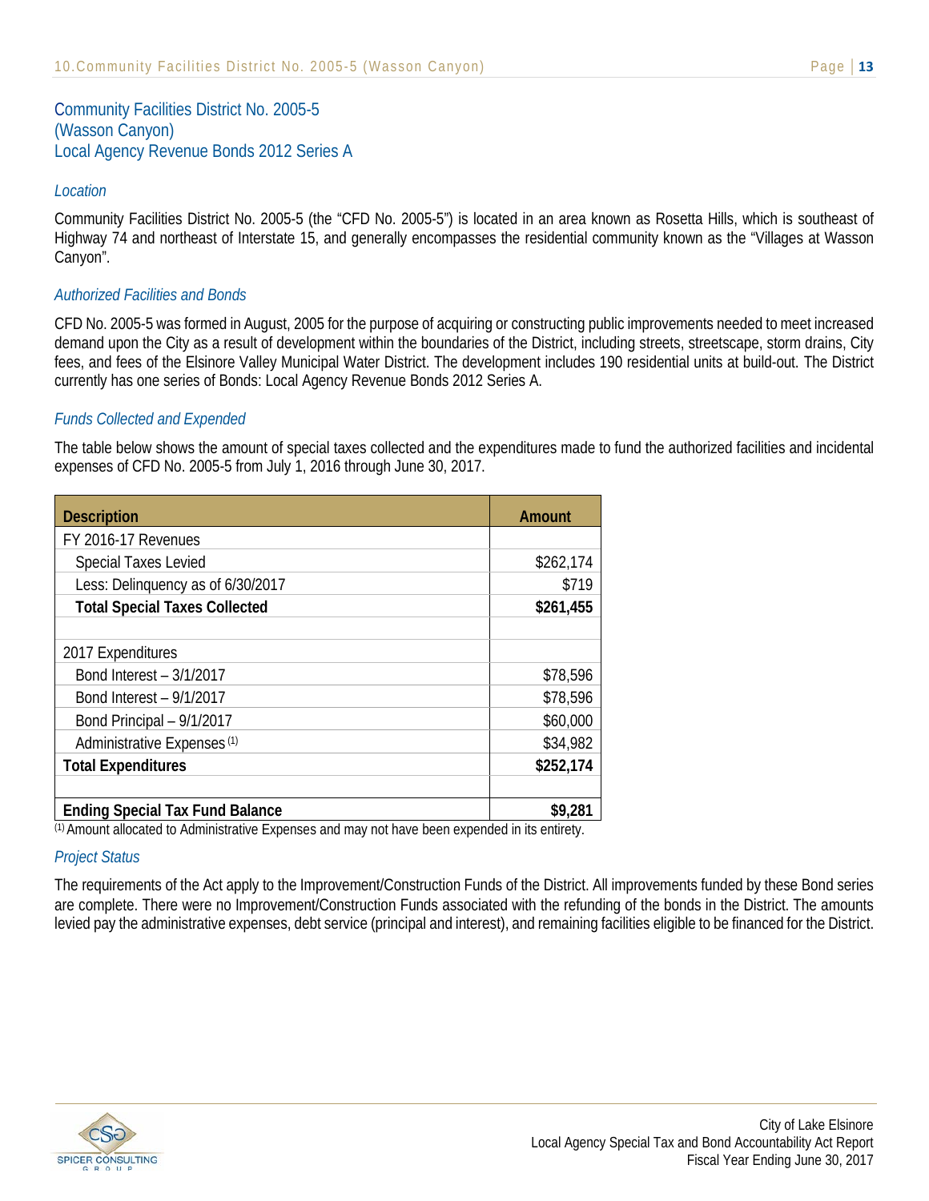## Community Facilities District No. 2005-5 (Wasson Canyon) Local Agency Revenue Bonds 2012 Series A

### *Location*

Community Facilities District No. 2005-5 (the "CFD No. 2005-5") is located in an area known as Rosetta Hills, which is southeast of Highway 74 and northeast of Interstate 15, and generally encompasses the residential community known as the "Villages at Wasson Canyon".

### *Authorized Facilities and Bonds*

CFD No. 2005-5 was formed in August, 2005 for the purpose of acquiring or constructing public improvements needed to meet increased demand upon the City as a result of development within the boundaries of the District, including streets, streetscape, storm drains, City fees, and fees of the Elsinore Valley Municipal Water District. The development includes 190 residential units at build-out. The District currently has one series of Bonds: Local Agency Revenue Bonds 2012 Series A.

### *Funds Collected and Expended*

The table below shows the amount of special taxes collected and the expenditures made to fund the authorized facilities and incidental expenses of CFD No. 2005-5 from July 1, 2016 through June 30, 2017.

| Description | Amount |
|---|---|
| FY 2016-17 Revenues | |
| Special Taxes Levied | $262,174 |
| Less: Delinquency as of 6/30/2017 | $719 |
| **Total Special Taxes Collected** | **$261,455** |
| | |
| 2017 Expenditures | |
| Bond Interest – 3/1/2017 | $78,596 |
| Bond Interest – 9/1/2017 | $78,596 |
| Bond Principal – 9/1/2017 | $60,000 |
| Administrative Expenses [(1)] | $34,982 |
| **Total Expenditures** | **$252,174** |
| | |
| **Ending Special Tax Fund Balance** | **$9,281** |

[(1)] Amount allocated to Administrative Expenses and may not have been expended in its entirety.

### *Project Status*

The requirements of the Act apply to the Improvement/Construction Funds of the District. All improvements funded by these Bond series are complete. There were no Improvement/Construction Funds associated with the refunding of the bonds in the District. The amounts levied pay the administrative expenses, debt service (principal and interest), and remaining facilities eligible to be financed for the District.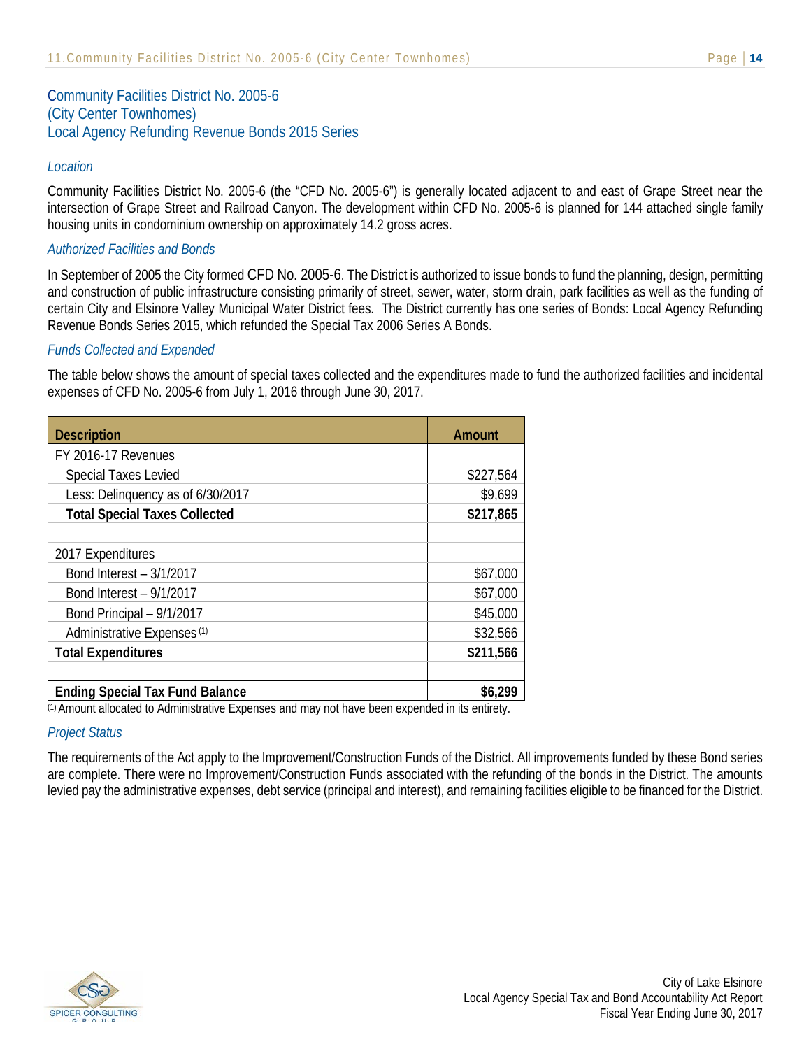## Community Facilities District No. 2005-6
## (City Center Townhomes)
## Local Agency Refunding Revenue Bonds 2015 Series

### *Location*

Community Facilities District No. 2005-6 (the "CFD No. 2005-6") is generally located adjacent to and east of Grape Street near the intersection of Grape Street and Railroad Canyon. The development within CFD No. 2005-6 is planned for 144 attached single family housing units in condominium ownership on approximately 14.2 gross acres.

### *Authorized Facilities and Bonds*

In September of 2005 the City formed CFD No. 2005-6. The District is authorized to issue bonds to fund the planning, design, permitting and construction of public infrastructure consisting primarily of street, sewer, water, storm drain, park facilities as well as the funding of certain City and Elsinore Valley Municipal Water District fees. The District currently has one series of Bonds: Local Agency Refunding Revenue Bonds Series 2015, which refunded the Special Tax 2006 Series A Bonds.

### *Funds Collected and Expended*

The table below shows the amount of special taxes collected and the expenditures made to fund the authorized facilities and incidental expenses of CFD No. 2005-6 from July 1, 2016 through June 30, 2017.

| Description | Amount |
|---|---|
| FY 2016-17 Revenues | |
| Special Taxes Levied | $227,564 |
| Less: Delinquency as of 6/30/2017 | $9,699 |
| **Total Special Taxes Collected** | **$217,865** |
| | |
| 2017 Expenditures | |
| Bond Interest – 3/1/2017 | $67,000 |
| Bond Interest – 9/1/2017 | $67,000 |
| Bond Principal – 9/1/2017 | $45,000 |
| Administrative Expenses [1] | $32,566 |
| **Total Expenditures** | **$211,566** |
| | |
| **Ending Special Tax Fund Balance** | **$6,299** |

[1] Amount allocated to Administrative Expenses and may not have been expended in its entirety.

### *Project Status*

The requirements of the Act apply to the Improvement/Construction Funds of the District. All improvements funded by these Bond series are complete. There were no Improvement/Construction Funds associated with the refunding of the bonds in the District. The amounts levied pay the administrative expenses, debt service (principal and interest), and remaining facilities eligible to be financed for the District.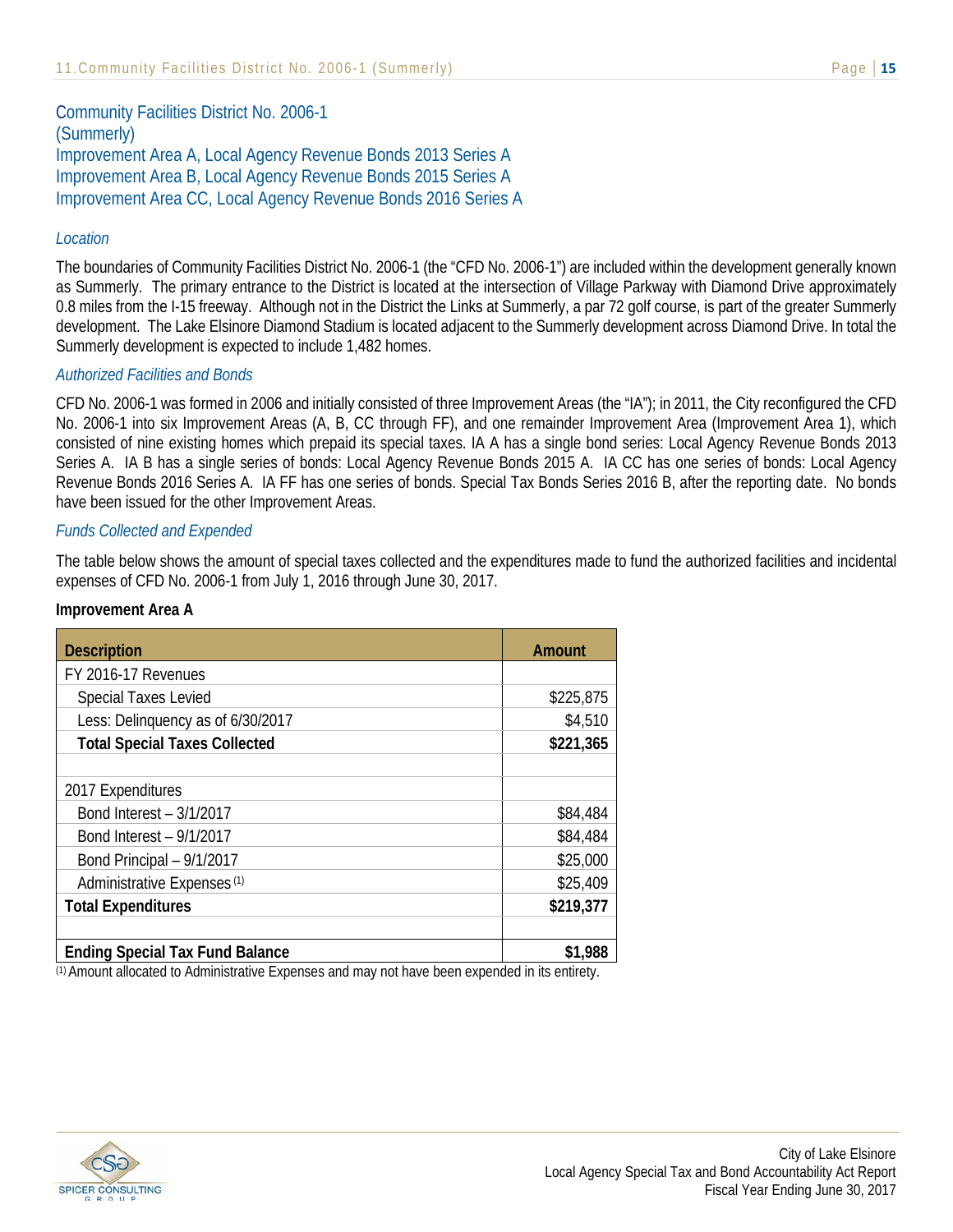## Community Facilities District No. 2006-1 (Summerly)

## Improvement Area A, Local Agency Revenue Bonds 2013 Series A

## Improvement Area B, Local Agency Revenue Bonds 2015 Series A

## Improvement Area CC, Local Agency Revenue Bonds 2016 Series A

### *Location*

The boundaries of Community Facilities District No. 2006-1 (the "CFD No. 2006-1") are included within the development generally known as Summerly. The primary entrance to the District is located at the intersection of Village Parkway with Diamond Drive approximately 0.8 miles from the I-15 freeway. Although not in the District the Links at Summerly, a par 72 golf course, is part of the greater Summerly development. The Lake Elsinore Diamond Stadium is located adjacent to the Summerly development across Diamond Drive. In total the Summerly development is expected to include 1,482 homes.

### *Authorized Facilities and Bonds*

CFD No. 2006-1 was formed in 2006 and initially consisted of three Improvement Areas (the "IA"); in 2011, the City reconfigured the CFD No. 2006-1 into six Improvement Areas (A, B, CC through FF), and one remainder Improvement Area (Improvement Area 1), which consisted of nine existing homes which prepaid its special taxes. IA A has a single bond series: Local Agency Revenue Bonds 2013 Series A. IA B has a single series of bonds: Local Agency Revenue Bonds 2015 A. IA CC has one series of bonds: Local Agency Revenue Bonds 2016 Series A. IA FF has one series of bonds. Special Tax Bonds Series 2016 B, after the reporting date. No bonds have been issued for the other Improvement Areas.

### *Funds Collected and Expended*

The table below shows the amount of special taxes collected and the expenditures made to fund the authorized facilities and incidental expenses of CFD No. 2006-1 from July 1, 2016 through June 30, 2017.

**Improvement Area A**

| Description | Amount |
|---|---|
| FY 2016-17 Revenues | |
| Special Taxes Levied | $225,875 |
| Less: Delinquency as of 6/30/2017 | $4,510 |
| **Total Special Taxes Collected** | **$221,365** |
| | |
| 2017 Expenditures | |
| Bond Interest – 3/1/2017 | $84,484 |
| Bond Interest – 9/1/2017 | $84,484 |
| Bond Principal – 9/1/2017 | $25,000 |
| Administrative Expenses [(1)] | $25,409 |
| **Total Expenditures** | **$219,377** |
| | |
| **Ending Special Tax Fund Balance** | **$1,988** |

[(1)] Amount allocated to Administrative Expenses and may not have been expended in its entirety.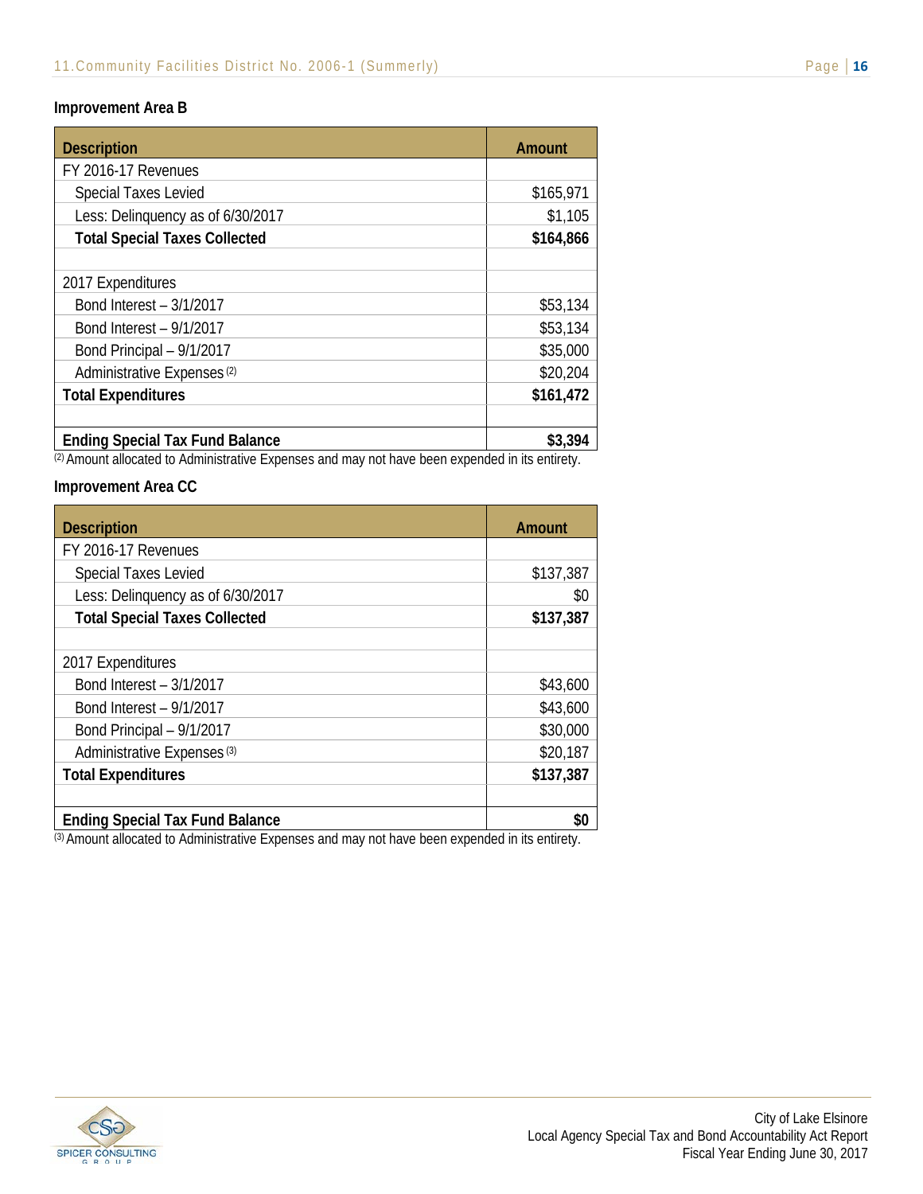### Improvement Area B

| Description | Amount |
|---|---|
| FY 2016-17 Revenues | |
| Special Taxes Levied | $165,971 |
| Less: Delinquency as of 6/30/2017 | $1,105 |
| **Total Special Taxes Collected** | **$164,866** |
| | |
| 2017 Expenditures | |
| Bond Interest – 3/1/2017 | $53,134 |
| Bond Interest – 9/1/2017 | $53,134 |
| Bond Principal – 9/1/2017 | $35,000 |
| Administrative Expenses [2] | $20,204 |
| **Total Expenditures** | **$161,472** |
| | |
| **Ending Special Tax Fund Balance** | **$3,394** |

[2] Amount allocated to Administrative Expenses and may not have been expended in its entirety.

### Improvement Area CC

| Description | Amount |
|---|---|
| FY 2016-17 Revenues | |
| Special Taxes Levied | $137,387 |
| Less: Delinquency as of 6/30/2017 | $0 |
| **Total Special Taxes Collected** | **$137,387** |
| | |
| 2017 Expenditures | |
| Bond Interest – 3/1/2017 | $43,600 |
| Bond Interest – 9/1/2017 | $43,600 |
| Bond Principal – 9/1/2017 | $30,000 |
| Administrative Expenses [3] | $20,187 |
| **Total Expenditures** | **$137,387** |
| | |
| **Ending Special Tax Fund Balance** | **$0** |

[3] Amount allocated to Administrative Expenses and may not have been expended in its entirety.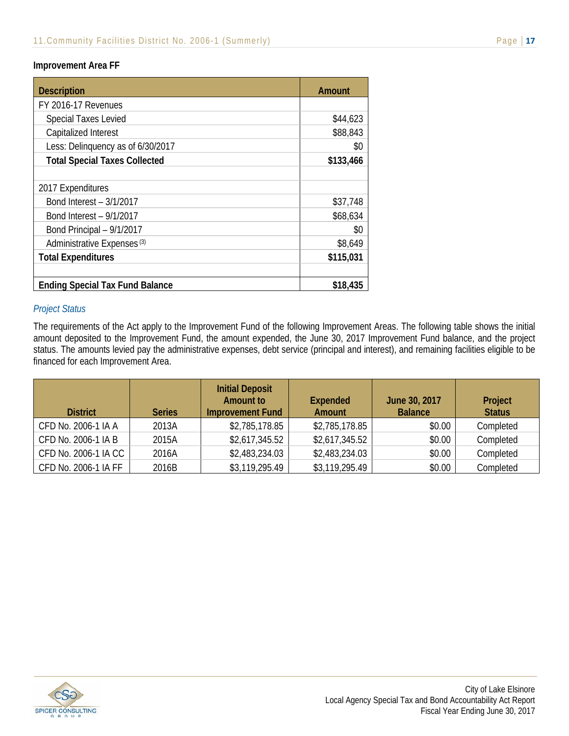**Improvement Area FF**

| Description | Amount |
|---|---|
| FY 2016-17 Revenues | |
| Special Taxes Levied | $44,623 |
| Capitalized Interest | $88,843 |
| Less: Delinquency as of 6/30/2017 | $0 |
| **Total Special Taxes Collected** | **$133,466** |
| | |
| 2017 Expenditures | |
| Bond Interest – 3/1/2017 | $37,748 |
| Bond Interest – 9/1/2017 | $68,634 |
| Bond Principal – 9/1/2017 | $0 |
| Administrative Expenses (3) | $8,649 |
| **Total Expenditures** | **$115,031** |
| | |
| **Ending Special Tax Fund Balance** | **$18,435** |

*Project Status*

The requirements of the Act apply to the Improvement Fund of the following Improvement Areas. The following table shows the initial amount deposited to the Improvement Fund, the amount expended, the June 30, 2017 Improvement Fund balance, and the project status. The amounts levied pay the administrative expenses, debt service (principal and interest), and remaining facilities eligible to be financed for each Improvement Area.

| District | Series | Initial Deposit Amount to Improvement Fund | Expended Amount | June 30, 2017 Balance | Project Status |
|---|---|---|---|---|---|
| CFD No. 2006-1 IA A | 2013A | $2,785,178.85 | $2,785,178.85 | $0.00 | Completed |
| CFD No. 2006-1 IA B | 2015A | $2,617,345.52 | $2,617,345.52 | $0.00 | Completed |
| CFD No. 2006-1 IA CC | 2016A | $2,483,234.03 | $2,483,234.03 | $0.00 | Completed |
| CFD No. 2006-1 IA FF | 2016B | $3,119,295.49 | $3,119,295.49 | $0.00 | Completed |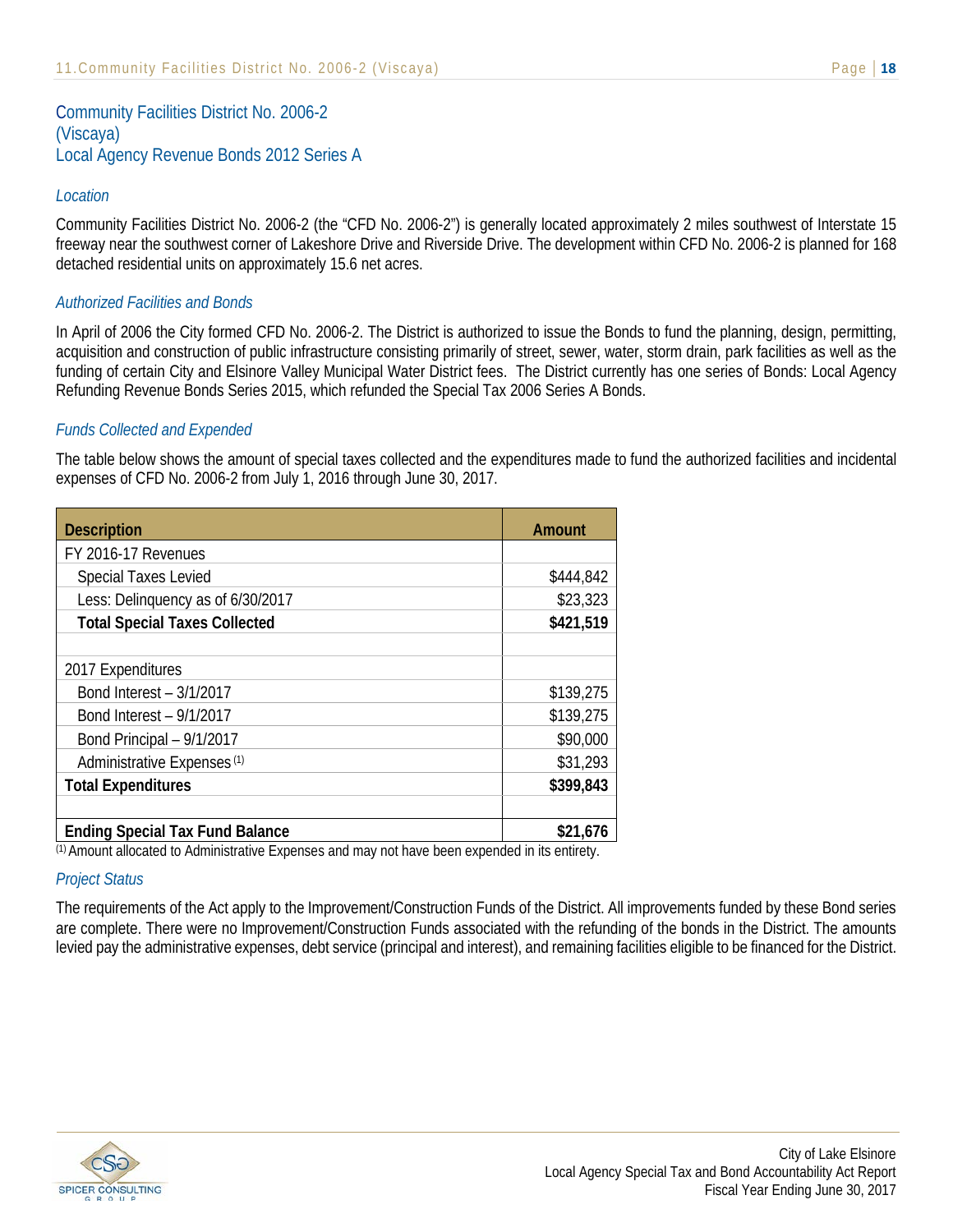## Community Facilities District No. 2006-2 (Viscaya) Local Agency Revenue Bonds 2012 Series A

### *Location*

Community Facilities District No. 2006-2 (the "CFD No. 2006-2") is generally located approximately 2 miles southwest of Interstate 15 freeway near the southwest corner of Lakeshore Drive and Riverside Drive. The development within CFD No. 2006-2 is planned for 168 detached residential units on approximately 15.6 net acres.

### *Authorized Facilities and Bonds*

In April of 2006 the City formed CFD No. 2006-2. The District is authorized to issue the Bonds to fund the planning, design, permitting, acquisition and construction of public infrastructure consisting primarily of street, sewer, water, storm drain, park facilities as well as the funding of certain City and Elsinore Valley Municipal Water District fees. The District currently has one series of Bonds: Local Agency Refunding Revenue Bonds Series 2015, which refunded the Special Tax 2006 Series A Bonds.

### *Funds Collected and Expended*

The table below shows the amount of special taxes collected and the expenditures made to fund the authorized facilities and incidental expenses of CFD No. 2006-2 from July 1, 2016 through June 30, 2017.

| Description | Amount |
|---|---|
| FY 2016-17 Revenues | |
| Special Taxes Levied | $444,842 |
| Less: Delinquency as of 6/30/2017 | $23,323 |
| **Total Special Taxes Collected** | **$421,519** |
| | |
| 2017 Expenditures | |
| Bond Interest – 3/1/2017 | $139,275 |
| Bond Interest – 9/1/2017 | $139,275 |
| Bond Principal – 9/1/2017 | $90,000 |
| Administrative Expenses [(1)] | $31,293 |
| **Total Expenditures** | **$399,843** |
| | |
| **Ending Special Tax Fund Balance** | **$21,676** |

[(1)] Amount allocated to Administrative Expenses and may not have been expended in its entirety.

### *Project Status*

The requirements of the Act apply to the Improvement/Construction Funds of the District. All improvements funded by these Bond series are complete. There were no Improvement/Construction Funds associated with the refunding of the bonds in the District. The amounts levied pay the administrative expenses, debt service (principal and interest), and remaining facilities eligible to be financed for the District.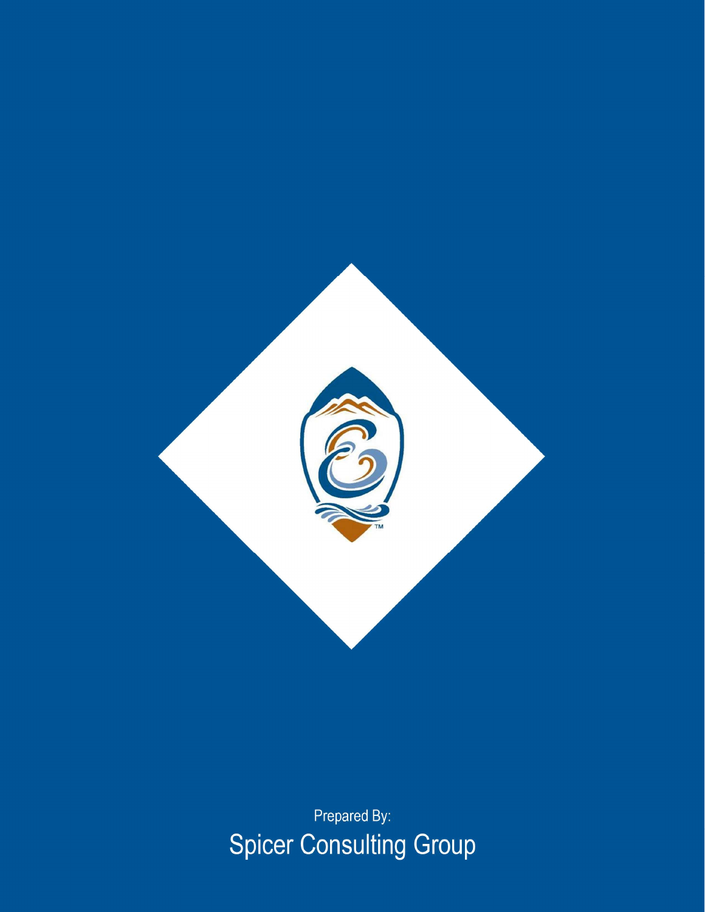Prepared By:

Spicer Consulting Group